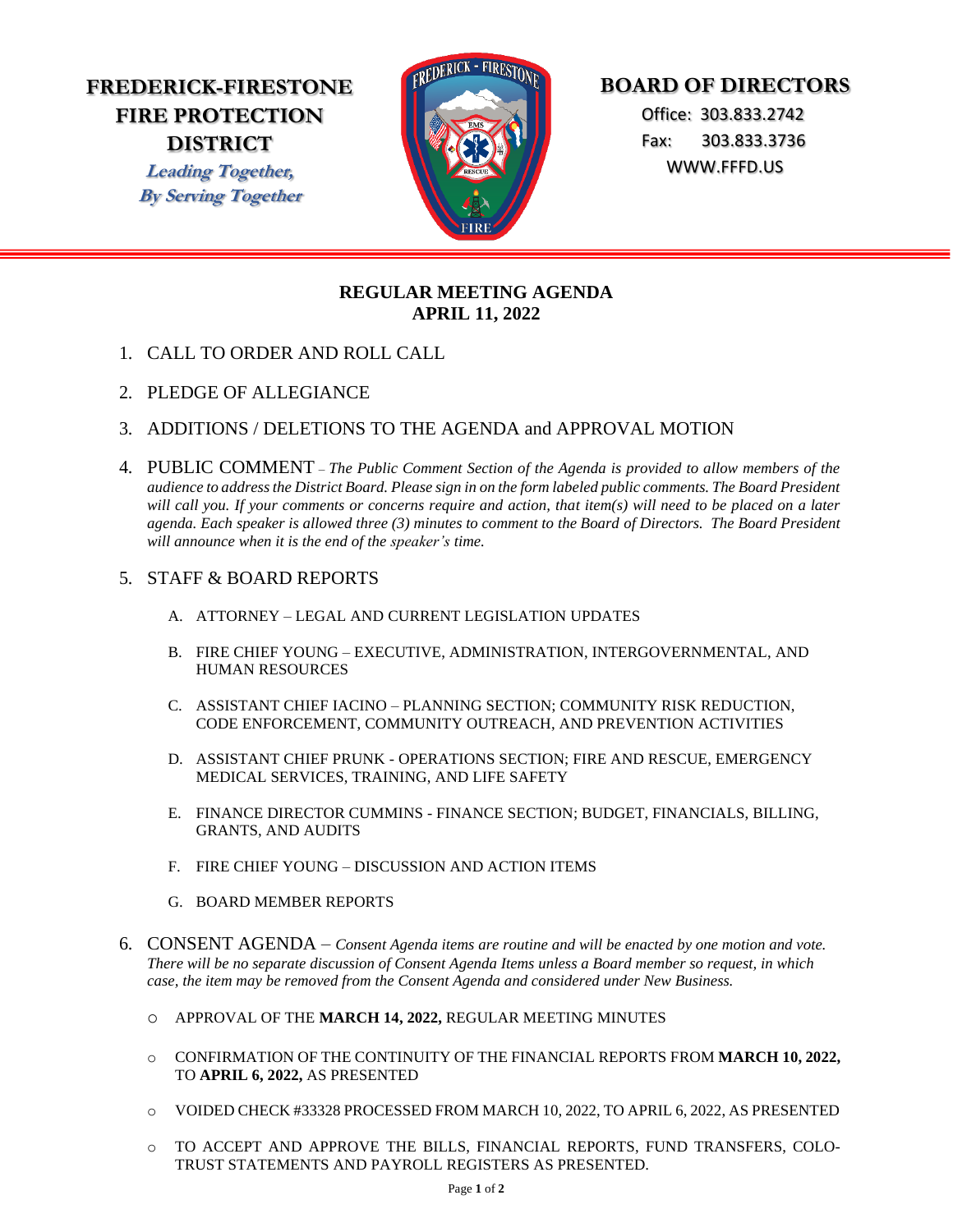# FREDERICK-FIRESTONE FIRE PROTECTION DISTRICT

*Leading Together, By Serving Together*

## BOARD OF DIRECTORS

Office: 303.833.2742
Fax: 303.833.3736
WWW.FFFD.US

## REGULAR MEETING AGENDA
## APRIL 11, 2022

1. CALL TO ORDER AND ROLL CALL

2. PLEDGE OF ALLEGIANCE

3. ADDITIONS / DELETIONS TO THE AGENDA and APPROVAL MOTION

4. PUBLIC COMMENT – *The Public Comment Section of the Agenda is provided to allow members of the audience to address the District Board. Please sign in on the form labeled public comments. The Board President will call you. If your comments or concerns require and action, that item(s) will need to be placed on a later agenda. Each speaker is allowed three (3) minutes to comment to the Board of Directors. The Board President will announce when it is the end of the speaker's time.*

5. STAFF & BOARD REPORTS

   A. ATTORNEY – LEGAL AND CURRENT LEGISLATION UPDATES

   B. FIRE CHIEF YOUNG – EXECUTIVE, ADMINISTRATION, INTERGOVERNMENTAL, AND HUMAN RESOURCES

   C. ASSISTANT CHIEF IACINO – PLANNING SECTION; COMMUNITY RISK REDUCTION, CODE ENFORCEMENT, COMMUNITY OUTREACH, AND PREVENTION ACTIVITIES

   D. ASSISTANT CHIEF PRUNK - OPERATIONS SECTION; FIRE AND RESCUE, EMERGENCY MEDICAL SERVICES, TRAINING, AND LIFE SAFETY

   E. FINANCE DIRECTOR CUMMINS - FINANCE SECTION; BUDGET, FINANCIALS, BILLING, GRANTS, AND AUDITS

   F. FIRE CHIEF YOUNG – DISCUSSION AND ACTION ITEMS

   G. BOARD MEMBER REPORTS

6. CONSENT AGENDA – *Consent Agenda items are routine and will be enacted by one motion and vote. There will be no separate discussion of Consent Agenda Items unless a Board member so request, in which case, the item may be removed from the Consent Agenda and considered under New Business.*

   - APPROVAL OF THE **MARCH 14, 2022,** REGULAR MEETING MINUTES
   - CONFIRMATION OF THE CONTINUITY OF THE FINANCIAL REPORTS FROM **MARCH 10, 2022,** TO **APRIL 6, 2022,** AS PRESENTED
   - VOIDED CHECK #33328 PROCESSED FROM MARCH 10, 2022, TO APRIL 6, 2022, AS PRESENTED
   - TO ACCEPT AND APPROVE THE BILLS, FINANCIAL REPORTS, FUND TRANSFERS, COLO-TRUST STATEMENTS AND PAYROLL REGISTERS AS PRESENTED.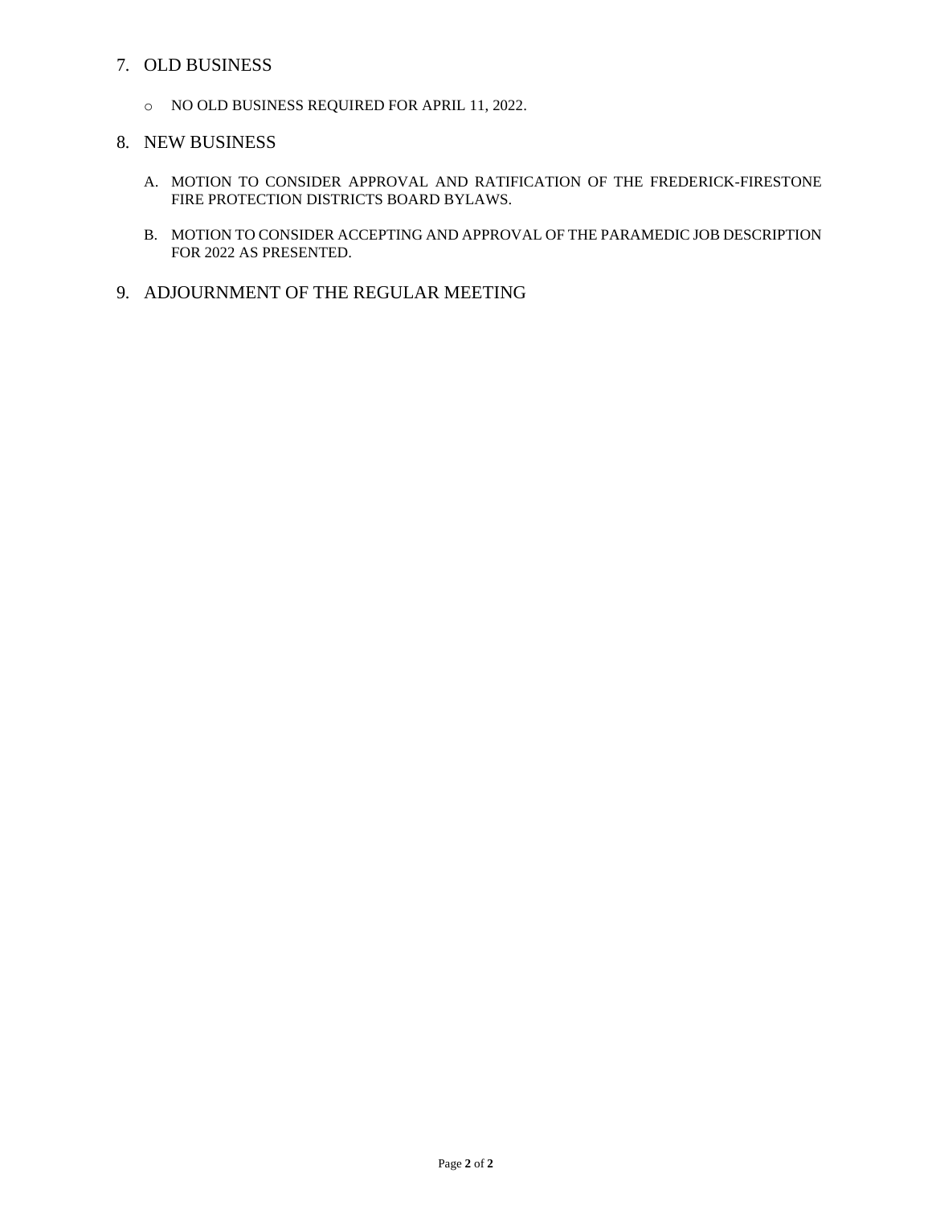7. OLD BUSINESS

   - NO OLD BUSINESS REQUIRED FOR APRIL 11, 2022.

8. NEW BUSINESS

   A. MOTION TO CONSIDER APPROVAL AND RATIFICATION OF THE FREDERICK-FIRESTONE FIRE PROTECTION DISTRICTS BOARD BYLAWS.

   B. MOTION TO CONSIDER ACCEPTING AND APPROVAL OF THE PARAMEDIC JOB DESCRIPTION FOR 2022 AS PRESENTED.

9. ADJOURNMENT OF THE REGULAR MEETING